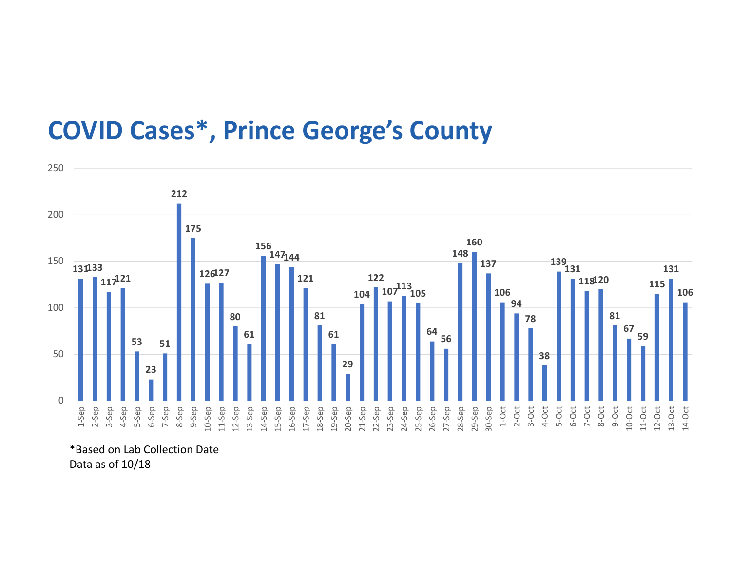# COVID Cases*, Prince George's County

| Date | Cases |
|---|---|
| 1-Sep | 131 |
| 2-Sep | 133 |
| 3-Sep | 117 |
| 4-Sep | 121 |
| 5-Sep | 53 |
| 6-Sep | 23 |
| 7-Sep | 51 |
| 8-Sep | 212 |
| 9-Sep | 175 |
| 10-Sep | 126 |
| 11-Sep | 127 |
| 12-Sep | 80 |
| 13-Sep | 61 |
| 14-Sep | 156 |
| 15-Sep | 147 |
| 16-Sep | 144 |
| 17-Sep | 121 |
| 18-Sep | 81 |
| 19-Sep | 61 |
| 20-Sep | 29 |
| 21-Sep | 104 |
| 22-Sep | 122 |
| 23-Sep | 107 |
| 24-Sep | 113 |
| 25-Sep | 105 |
| 26-Sep | 64 |
| 27-Sep | 56 |
| 28-Sep | 148 |
| 29-Sep | 160 |
| 30-Sep | 137 |
| 1-Oct | 106 |
| 2-Oct | 94 |
| 3-Oct | 78 |
| 4-Oct | 38 |
| 5-Oct | 139 |
| 6-Oct | 131 |
| 7-Oct | 118 |
| 8-Oct | 120 |
| 9-Oct | 81 |
| 10-Oct | 67 |
| 11-Oct | 59 |
| 12-Oct | 115 |
| 13-Oct | 131 |
| 14-Oct | 106 |

*Based on Lab Collection Date
Data as of 10/18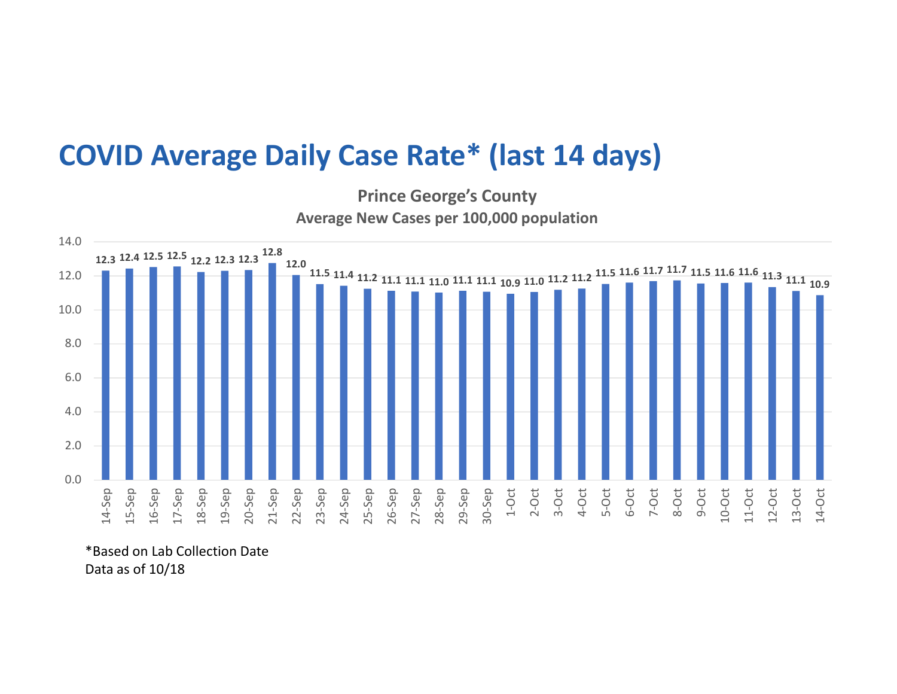# COVID Average Daily Case Rate* (last 14 days)

**Prince George's County**
**Average New Cases per 100,000 population**

| Date | Rate |
|---|---|
| 14-Sep | 12.3 |
| 15-Sep | 12.4 |
| 16-Sep | 12.5 |
| 17-Sep | 12.5 |
| 18-Sep | 12.2 |
| 19-Sep | 12.3 |
| 20-Sep | 12.3 |
| 21-Sep | 12.8 |
| 22-Sep | 12.0 |
| 23-Sep | 11.5 |
| 24-Sep | 11.4 |
| 25-Sep | 11.2 |
| 26-Sep | 11.1 |
| 27-Sep | 11.1 |
| 28-Sep | 11.0 |
| 29-Sep | 11.1 |
| 30-Sep | 11.1 |
| 1-Oct | 10.9 |
| 2-Oct | 11.0 |
| 3-Oct | 11.2 |
| 4-Oct | 11.2 |
| 5-Oct | 11.5 |
| 6-Oct | 11.6 |
| 7-Oct | 11.7 |
| 8-Oct | 11.7 |
| 9-Oct | 11.5 |
| 10-Oct | 11.6 |
| 11-Oct | 11.6 |
| 12-Oct | 11.3 |
| 13-Oct | 11.1 |
| 14-Oct | 10.9 |

*Based on Lab Collection Date
Data as of 10/18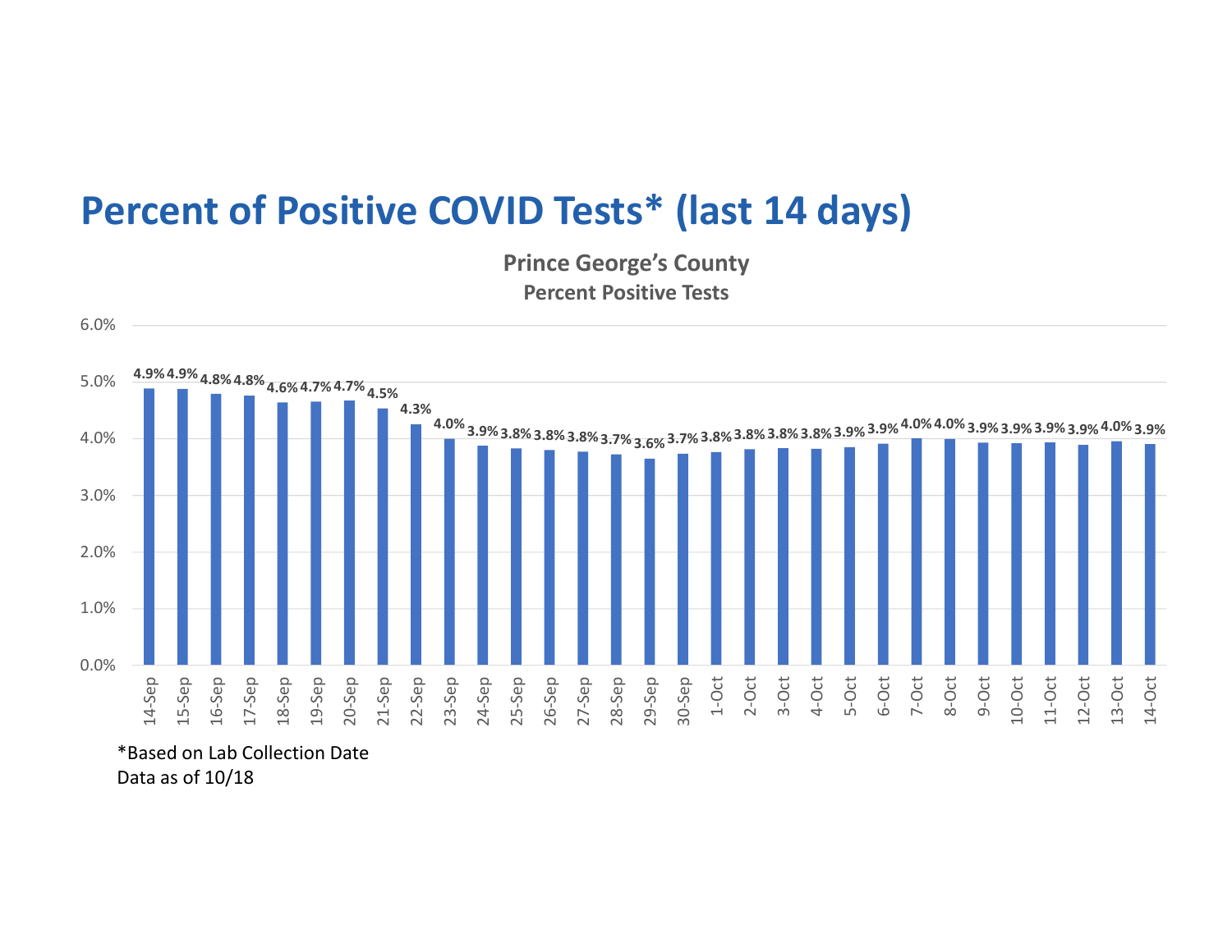# Percent of Positive COVID Tests* (last 14 days)

Prince George's County
Percent Positive Tests

6.0%
5.0%
4.0%
3.0%
2.0%
1.0%
0.0%

4.9% 4.9% 4.8% 4.8% 4.6% 4.7% 4.7% 4.5% 4.3% 4.0% 3.9% 3.8% 3.8% 3.8% 3.7% 3.6% 3.7% 3.8% 3.8% 3.8% 3.8% 3.9% 3.9% 4.0% 4.0% 3.9% 3.9% 3.9% 3.9% 4.0% 3.9%

14-Sep 15-Sep 16-Sep 17-Sep 18-Sep 19-Sep 20-Sep 21-Sep 22-Sep 23-Sep 24-Sep 25-Sep 26-Sep 27-Sep 28-Sep 29-Sep 30-Sep 1-Oct 2-Oct 3-Oct 4-Oct 5-Oct 6-Oct 7-Oct 8-Oct 9-Oct 10-Oct 11-Oct 12-Oct 13-Oct 14-Oct

*Based on Lab Collection Date
Data as of 10/18